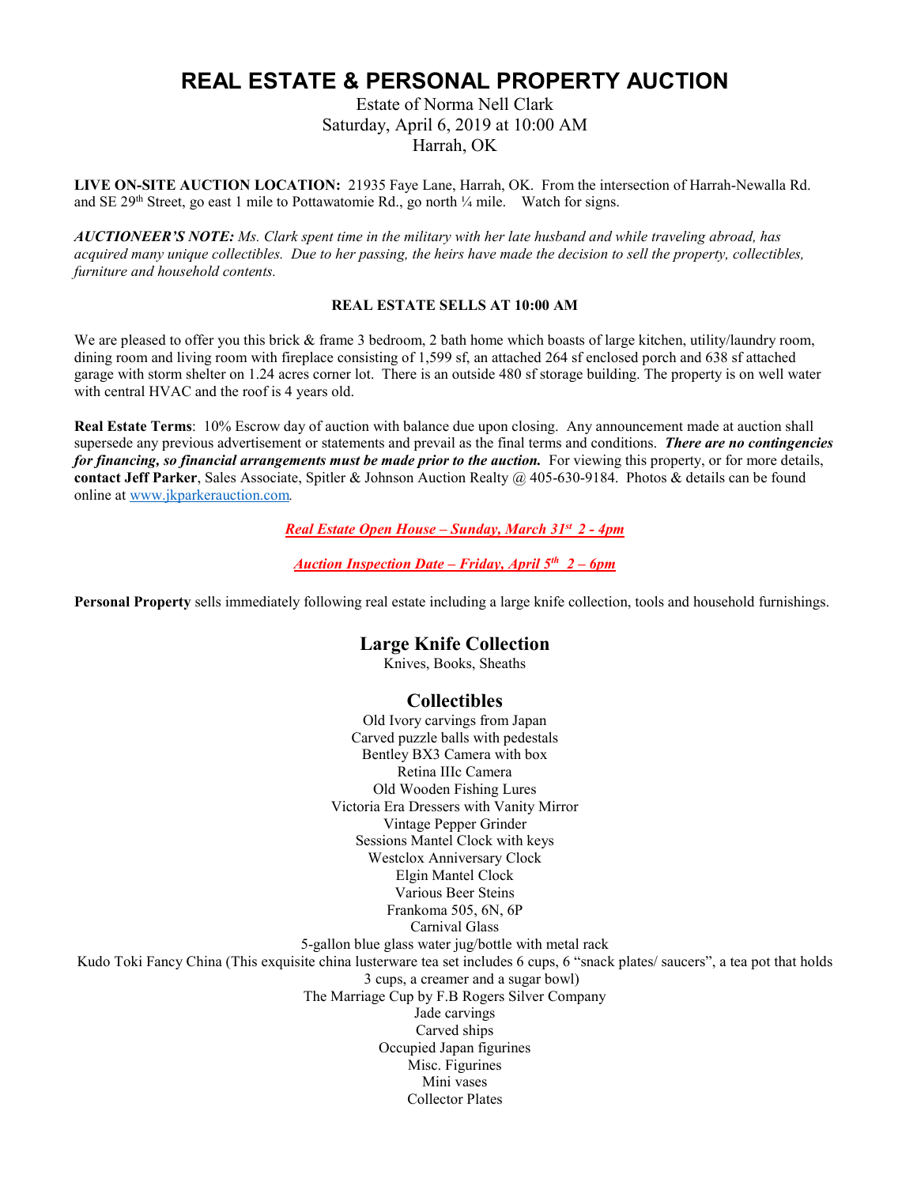# REAL ESTATE & PERSONAL PROPERTY AUCTION

Estate of Norma Nell Clark
Saturday, April 6, 2019 at 10:00 AM
Harrah, OK

**LIVE ON-SITE AUCTION LOCATION:** 21935 Faye Lane, Harrah, OK. From the intersection of Harrah-Newalla Rd. and SE 29th Street, go east 1 mile to Pottawatomie Rd., go north ¼ mile. Watch for signs.

***AUCTIONEER'S NOTE:*** *Ms. Clark spent time in the military with her late husband and while traveling abroad, has acquired many unique collectibles. Due to her passing, the heirs have made the decision to sell the property, collectibles, furniture and household contents.*

**REAL ESTATE SELLS AT 10:00 AM**

We are pleased to offer you this brick & frame 3 bedroom, 2 bath home which boasts of large kitchen, utility/laundry room, dining room and living room with fireplace consisting of 1,599 sf, an attached 264 sf enclosed porch and 638 sf attached garage with storm shelter on 1.24 acres corner lot. There is an outside 480 sf storage building. The property is on well water with central HVAC and the roof is 4 years old.

**Real Estate Terms**: 10% Escrow day of auction with balance due upon closing. Any announcement made at auction shall supersede any previous advertisement or statements and prevail as the final terms and conditions. ***There are no contingencies for financing, so financial arrangements must be made prior to the auction.*** For viewing this property, or for more details, **contact Jeff Parker**, Sales Associate, Spitler & Johnson Auction Realty @ 405-630-9184. Photos & details can be found online at www.jkparkerauction.com.

***Real Estate Open House – Sunday, March 31st 2 - 4pm***

***Auction Inspection Date – Friday, April 5th 2 – 6pm***

**Personal Property** sells immediately following real estate including a large knife collection, tools and household furnishings.

## Large Knife Collection

Knives, Books, Sheaths

## Collectibles

Old Ivory carvings from Japan
Carved puzzle balls with pedestals
Bentley BX3 Camera with box
Retina IIIc Camera
Old Wooden Fishing Lures
Victoria Era Dressers with Vanity Mirror
Vintage Pepper Grinder
Sessions Mantel Clock with keys
Westclox Anniversary Clock
Elgin Mantel Clock
Various Beer Steins
Frankoma 505, 6N, 6P
Carnival Glass
5-gallon blue glass water jug/bottle with metal rack
Kudo Toki Fancy China (This exquisite china lusterware tea set includes 6 cups, 6 "snack plates/ saucers", a tea pot that holds 3 cups, a creamer and a sugar bowl)
The Marriage Cup by F.B Rogers Silver Company
Jade carvings
Carved ships
Occupied Japan figurines
Misc. Figurines
Mini vases
Collector Plates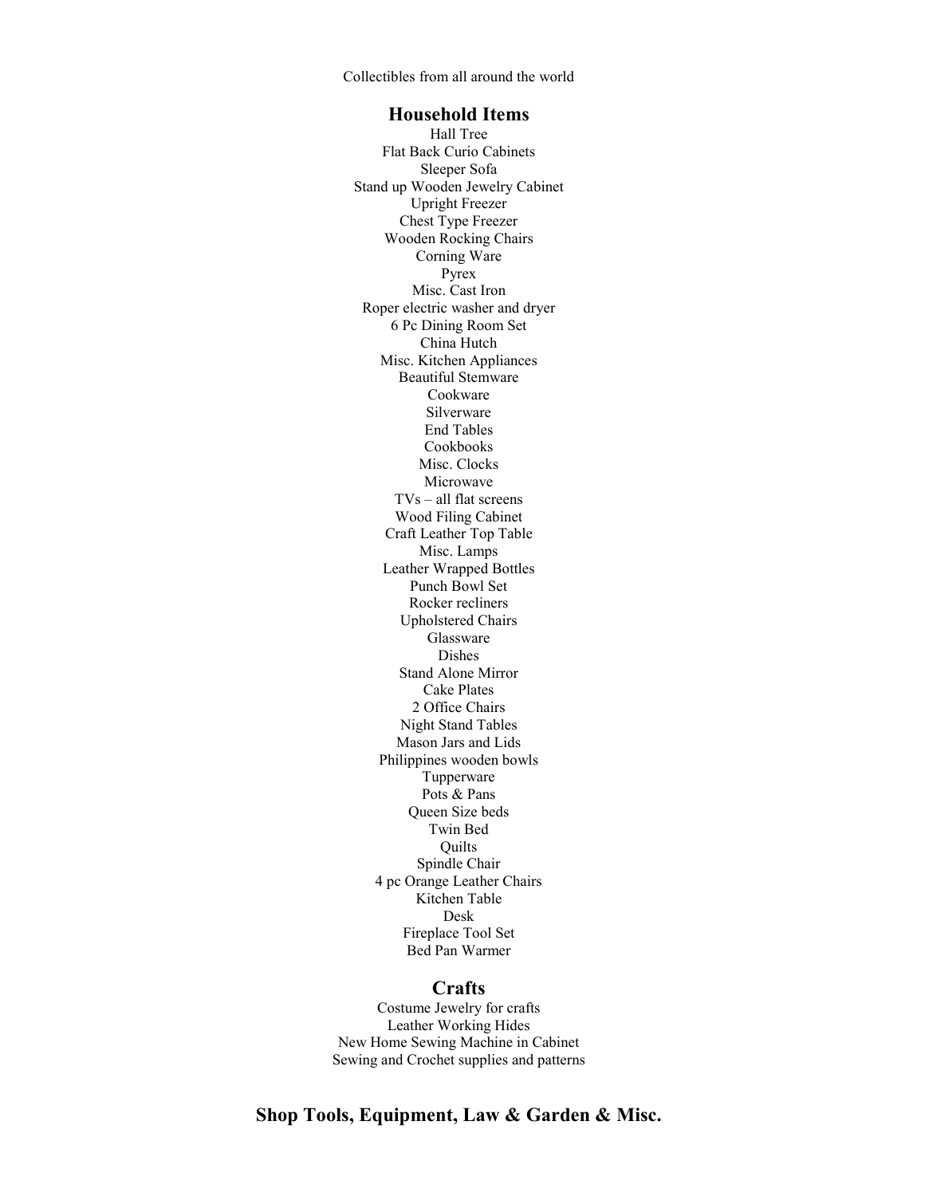Collectibles from all around the world

## Household Items

Hall Tree
Flat Back Curio Cabinets
Sleeper Sofa
Stand up Wooden Jewelry Cabinet
Upright Freezer
Chest Type Freezer
Wooden Rocking Chairs
Corning Ware
Pyrex
Misc. Cast Iron
Roper electric washer and dryer
6 Pc Dining Room Set
China Hutch
Misc. Kitchen Appliances
Beautiful Stemware
Cookware
Silverware
End Tables
Cookbooks
Misc. Clocks
Microwave
TVs – all flat screens
Wood Filing Cabinet
Craft Leather Top Table
Misc. Lamps
Leather Wrapped Bottles
Punch Bowl Set
Rocker recliners
Upholstered Chairs
Glassware
Dishes
Stand Alone Mirror
Cake Plates
2 Office Chairs
Night Stand Tables
Mason Jars and Lids
Philippines wooden bowls
Tupperware
Pots & Pans
Queen Size beds
Twin Bed
Quilts
Spindle Chair
4 pc Orange Leather Chairs
Kitchen Table
Desk
Fireplace Tool Set
Bed Pan Warmer

## Crafts

Costume Jewelry for crafts
Leather Working Hides
New Home Sewing Machine in Cabinet
Sewing and Crochet supplies and patterns

## Shop Tools, Equipment, Law & Garden & Misc.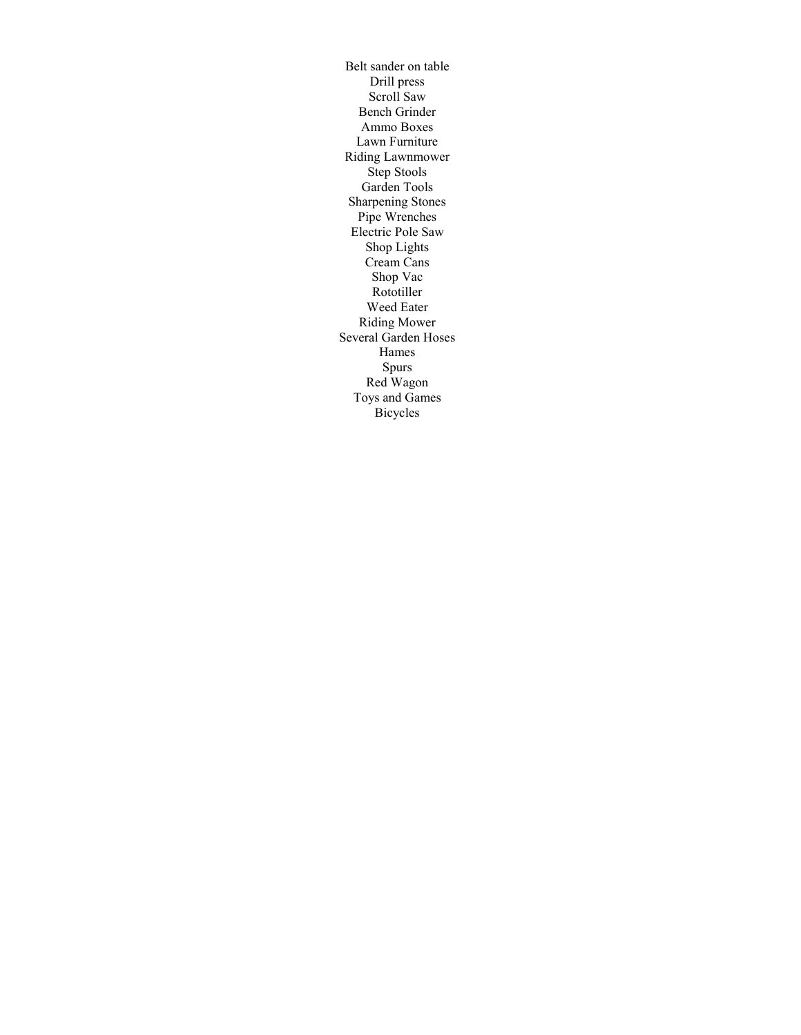Belt sander on table
Drill press
Scroll Saw
Bench Grinder
Ammo Boxes
Lawn Furniture
Riding Lawnmower
Step Stools
Garden Tools
Sharpening Stones
Pipe Wrenches
Electric Pole Saw
Shop Lights
Cream Cans
Shop Vac
Rototiller
Weed Eater
Riding Mower
Several Garden Hoses
Hames
Spurs
Red Wagon
Toys and Games
Bicycles